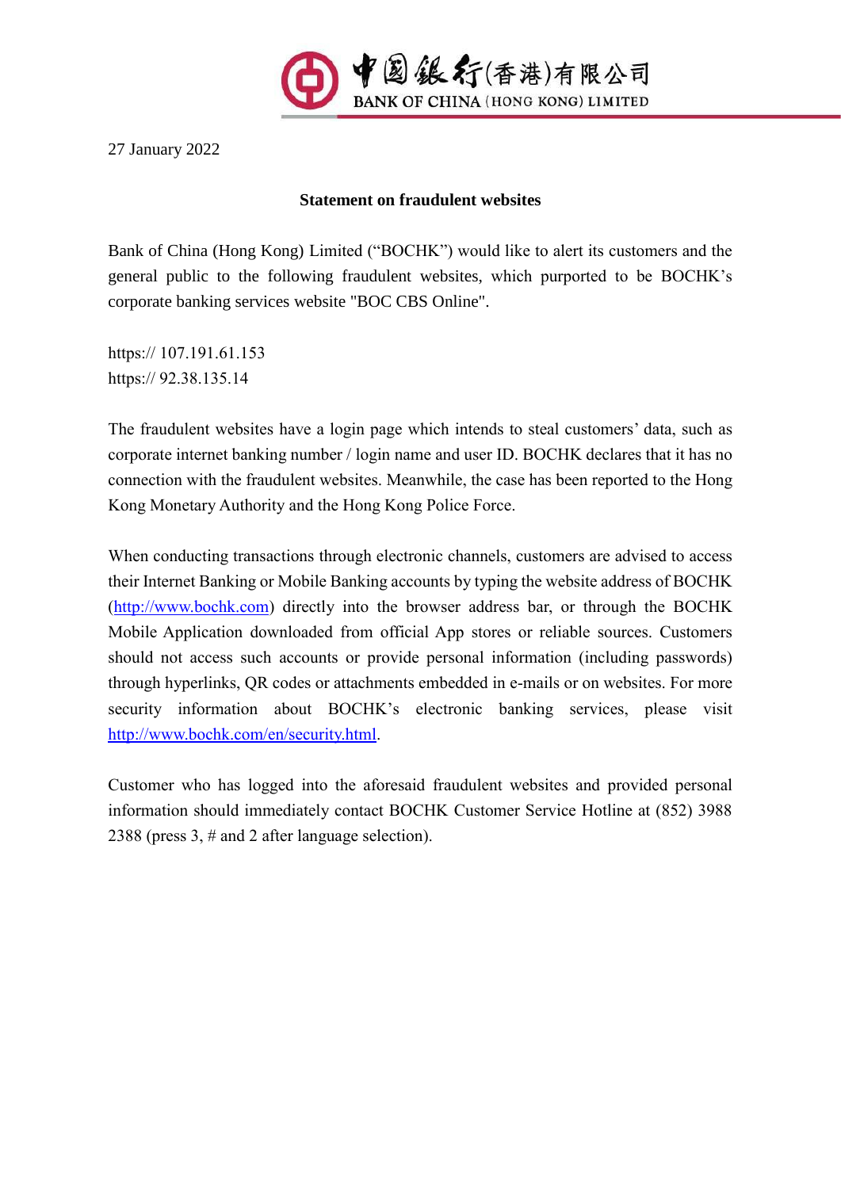中國銀行(香港)有限公司
BANK OF CHINA (HONG KONG) LIMITED

27 January 2022

**Statement on fraudulent websites**

Bank of China (Hong Kong) Limited ("BOCHK") would like to alert its customers and the general public to the following fraudulent websites, which purported to be BOCHK's corporate banking services website "BOC CBS Online".

https:// 107.191.61.153
https:// 92.38.135.14

The fraudulent websites have a login page which intends to steal customers' data, such as corporate internet banking number / login name and user ID. BOCHK declares that it has no connection with the fraudulent websites. Meanwhile, the case has been reported to the Hong Kong Monetary Authority and the Hong Kong Police Force.

When conducting transactions through electronic channels, customers are advised to access their Internet Banking or Mobile Banking accounts by typing the website address of BOCHK (http://www.bochk.com) directly into the browser address bar, or through the BOCHK Mobile Application downloaded from official App stores or reliable sources. Customers should not access such accounts or provide personal information (including passwords) through hyperlinks, QR codes or attachments embedded in e-mails or on websites. For more security information about BOCHK's electronic banking services, please visit http://www.bochk.com/en/security.html.

Customer who has logged into the aforesaid fraudulent websites and provided personal information should immediately contact BOCHK Customer Service Hotline at (852) 3988 2388 (press 3, # and 2 after language selection).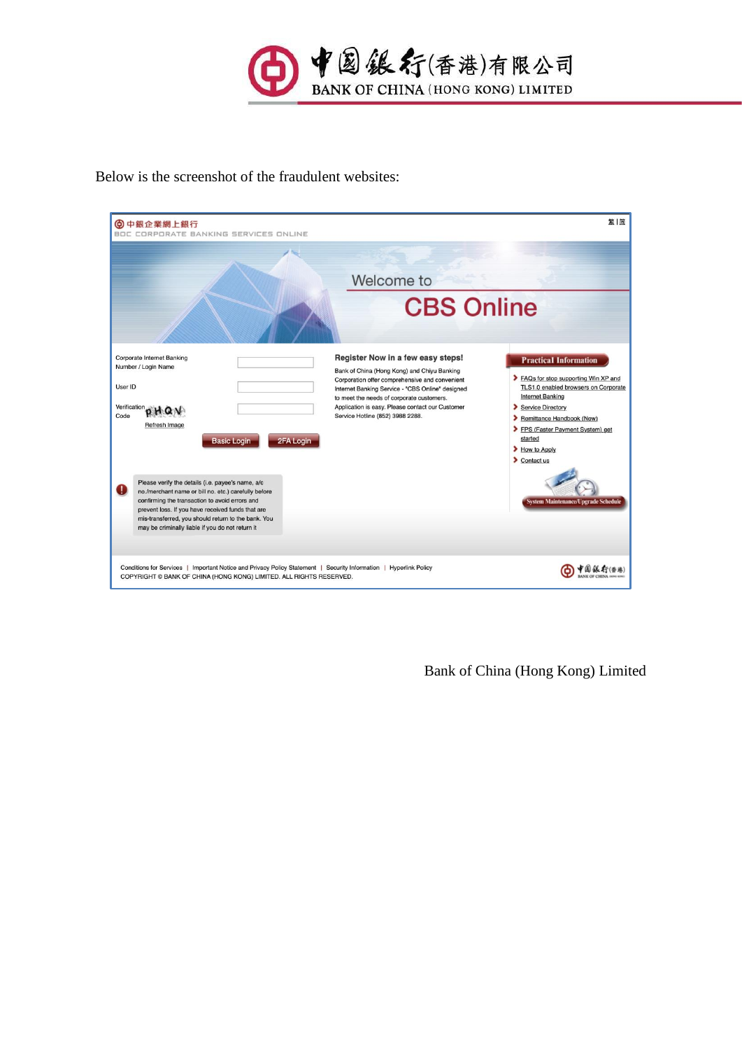Below is the screenshot of the fraudulent websites:

中銀企業網上銀行
BOC CORPORATE BANKING SERVICES ONLINE

繁 | 简

Welcome to

CBS Online

Corporate Internet Banking Number / Login Name

User ID

Verification Code

Refresh Image

Basic Login

2FA Login

Please verify the details (i.e. payee's name, a/c no./merchant name or bill no. etc.) carefully before confirming the transaction to avoid errors and prevent loss. If you have received funds that are mis-transferred, you should return to the bank. You may be criminally liable if you do not return it

Register Now in a few easy steps!

Bank of China (Hong Kong) and Chiyu Banking Corporation offer comprehensive and convenient Internet Banking Service - "CBS Online" designed to meet the needs of corporate customers. Application is easy. Please contact our Customer Service Hotline (852) 3988 2288.

Practical Information

- FAQs for stop supporting Win XP and TLS1.0 enabled browsers on Corporate Internet Banking
- Service Directory
- Remittance Handbook (New)
- FPS (Faster Payment System) get started
- How to Apply
- Contact us

System Maintenance/Upgrade Schedule

Conditions for Services | Important Notice and Privacy Policy Statement | Security Information | Hyperlink Policy

COPYRIGHT © BANK OF CHINA (HONG KONG) LIMITED. ALL RIGHTS RESERVED.

Bank of China (Hong Kong) Limited